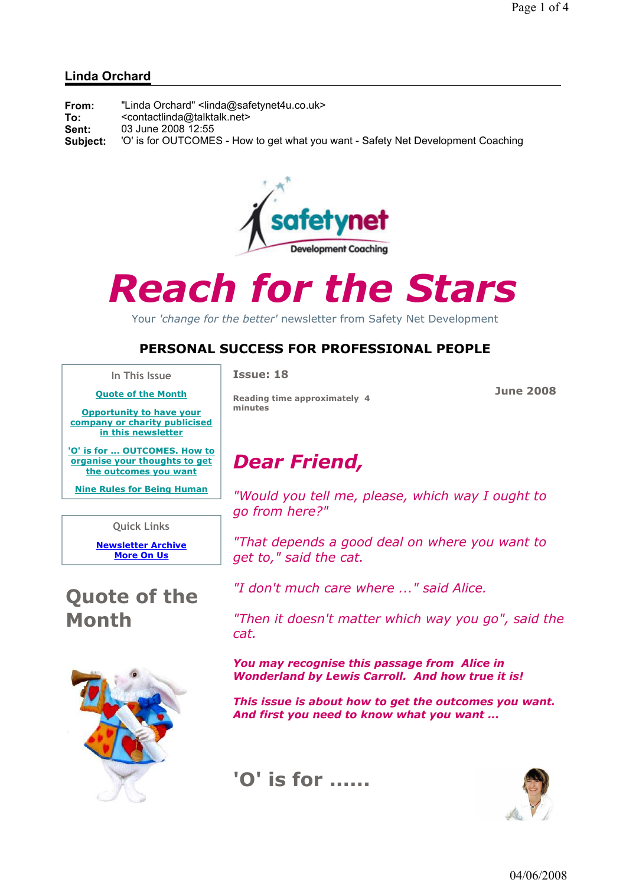## Linda Orchard

**From:** "Linda Orchard" <linda@safetynet4u.co.uk>
**To:** <contactlinda@talktalk.net>
**Sent:** 03 June 2008 12:55
**Subject:** 'O' is for OUTCOMES - How to get what you want - Safety Net Development Coaching

safetynet
Development Coaching

# Reach for the Stars

Your *'change for the better'* newsletter from Safety Net Development

## PERSONAL SUCCESS FOR PROFESSIONAL PEOPLE

In This Issue

- Quote of the Month
- Opportunity to have your company or charity publicised in this newsletter
- 'O' is for ... OUTCOMES. How to organise your thoughts to get the outcomes you want
- Nine Rules for Being Human

Quick Links

- Newsletter Archive
- More On Us

**Issue: 18**

**Reading time approximately 4 minutes**

**June 2008**

## Quote of the Month

## *Dear Friend,*

*"Would you tell me, please, which way I ought to go from here?"*

*"That depends a good deal on where you want to get to," said the cat.*

*"I don't much care where ..." said Alice.*

*"Then it doesn't matter which way you go", said the cat.*

***You may recognise this passage from Alice in Wonderland by Lewis Carroll. And how true it is!***

***This issue is about how to get the outcomes you want. And first you need to know what you want ...***

## 'O' is for ......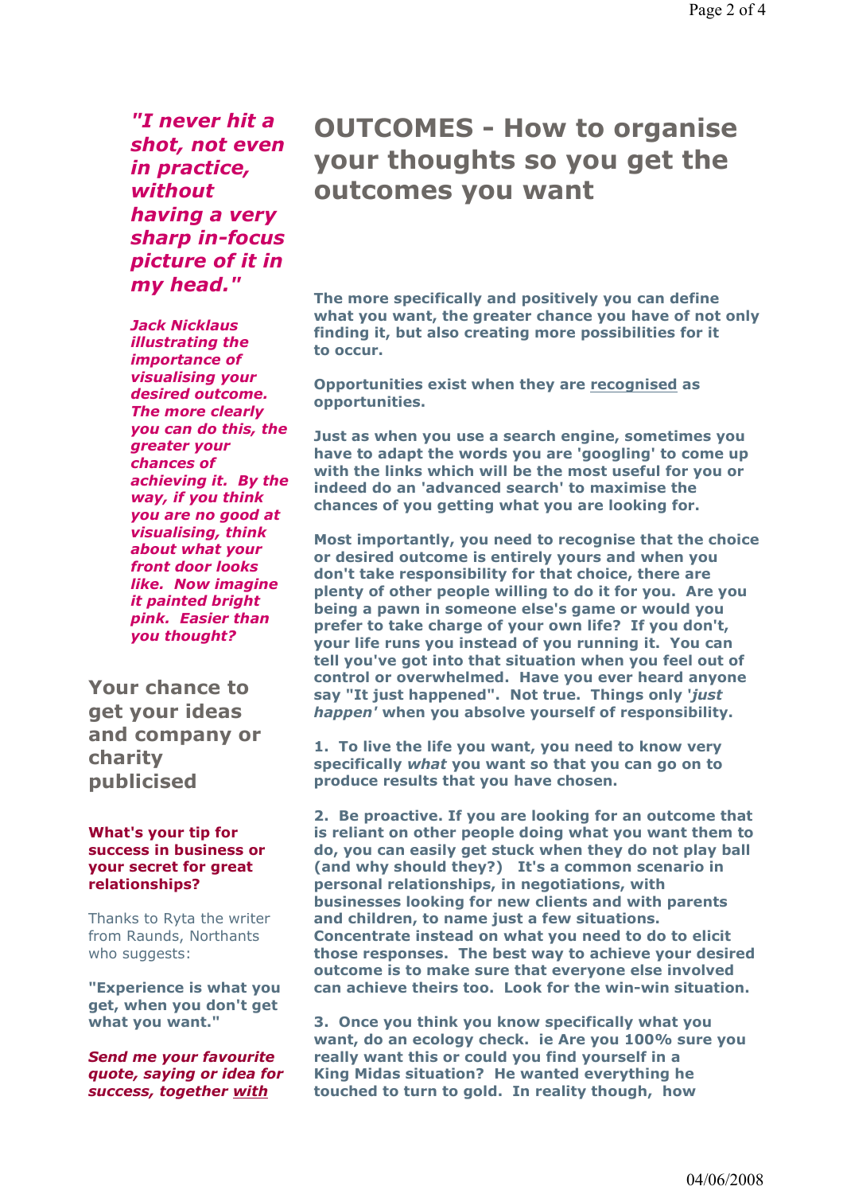*"I never hit a shot, not even in practice, without having a very sharp in-focus picture of it in my head."*

***Jack Nicklaus illustrating the importance of visualising your desired outcome. The more clearly you can do this, the greater your chances of achieving it. By the way, if you think you are no good at visualising, think about what your front door looks like. Now imagine it painted bright pink. Easier than you thought?***

## Your chance to get your ideas and company or charity publicised

**What's your tip for success in business or your secret for great relationships?**

Thanks to Ryta the writer from Raunds, Northants who suggests:

**"Experience is what you get, when you don't get what you want."**

***Send me your favourite quote, saying or idea for success, together with***

# OUTCOMES - How to organise your thoughts so you get the outcomes you want

**The more specifically and positively you can define what you want, the greater chance you have of not only finding it, but also creating more possibilities for it to occur.**

**Opportunities exist when they are recognised as opportunities.**

**Just as when you use a search engine, sometimes you have to adapt the words you are 'googling' to come up with the links which will be the most useful for you or indeed do an 'advanced search' to maximise the chances of you getting what you are looking for.**

**Most importantly, you need to recognise that the choice or desired outcome is entirely yours and when you don't take responsibility for that choice, there are plenty of other people willing to do it for you. Are you being a pawn in someone else's game or would you prefer to take charge of your own life? If you don't, your life runs you instead of you running it. You can tell you've got into that situation when you feel out of control or overwhelmed. Have you ever heard anyone say "It just happened". Not true. Things only '*just happen*' when you absolve yourself of responsibility.**

**1. To live the life you want, you need to know very specifically *what* you want so that you can go on to produce results that you have chosen.**

**2. Be proactive. If you are looking for an outcome that is reliant on other people doing what you want them to do, you can easily get stuck when they do not play ball (and why should they?) It's a common scenario in personal relationships, in negotiations, with businesses looking for new clients and with parents and children, to name just a few situations. Concentrate instead on what you need to do to elicit those responses. The best way to achieve your desired outcome is to make sure that everyone else involved can achieve theirs too. Look for the win-win situation.**

**3. Once you think you know specifically what you want, do an ecology check. ie Are you 100% sure you really want this or could you find yourself in a King Midas situation? He wanted everything he touched to turn to gold. In reality though, how**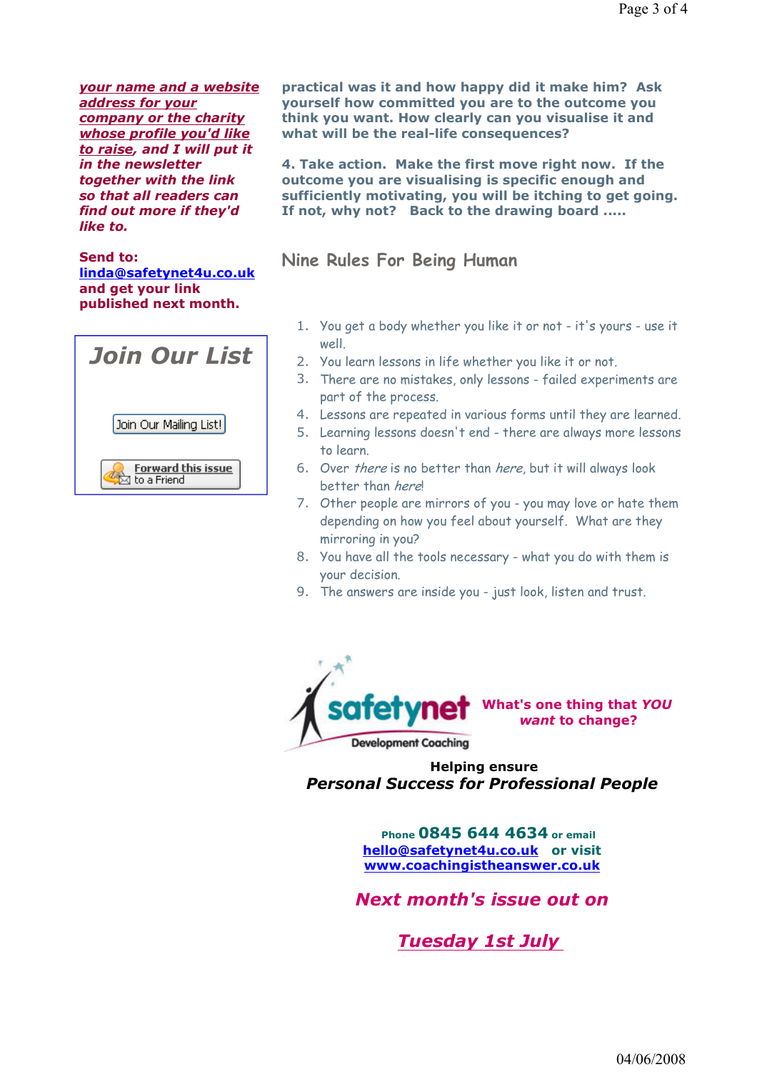***your name and a website address for your company or the charity whose profile you'd like to raise*, and I will put it in the newsletter together with the link so that all readers can find out more if they'd like to.**

**Send to: linda@safetynet4u.co.uk and get your link published next month.**

## Join Our List

Join Our Mailing List!

Forward this issue to a Friend

**practical was it and how happy did it make him? Ask yourself how committed you are to the outcome you think you want. How clearly can you visualise it and what will be the real-life consequences?**

**4. Take action. Make the first move right now. If the outcome you are visualising is specific enough and sufficiently motivating, you will be itching to get going. If not, why not? Back to the drawing board .....**

## Nine Rules For Being Human

1. You get a body whether you like it or not - it's yours - use it well.
2. You learn lessons in life whether you like it or not.
3. There are no mistakes, only lessons - failed experiments are part of the process.
4. Lessons are repeated in various forms until they are learned.
5. Learning lessons doesn't end - there are always more lessons to learn.
6. Over *there* is no better than *here*, but it will always look better than *here*!
7. Other people are mirrors of you - you may love or hate them depending on how you feel about yourself. What are they mirroring in you?
8. You have all the tools necessary - what you do with them is your decision.
9. The answers are inside you - just look, listen and trust.

safetynet Development Coaching

**What's one thing that *YOU want* to change?**

**Helping ensure**
***Personal Success for Professional People***

**Phone 0845 644 4634 or email hello@safetynet4u.co.uk or visit www.coachingistheanswer.co.uk**

***Next month's issue out on***

***Tuesday 1st July***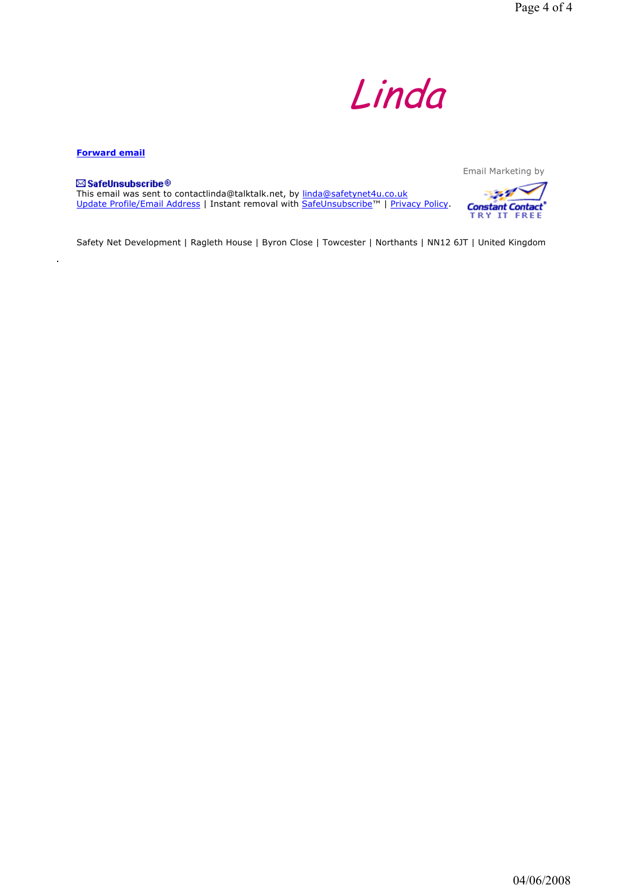*Linda*

**Forward email**

Email Marketing by

**SafeUnsubscribe®**
This email was sent to contactlinda@talktalk.net, by linda@safetynet4u.co.uk
Update Profile/Email Address | Instant removal with SafeUnsubscribe™ | Privacy Policy.

Constant Contact
TRY IT FREE

Safety Net Development | Ragleth House | Byron Close | Towcester | Northants | NN12 6JT | United Kingdom